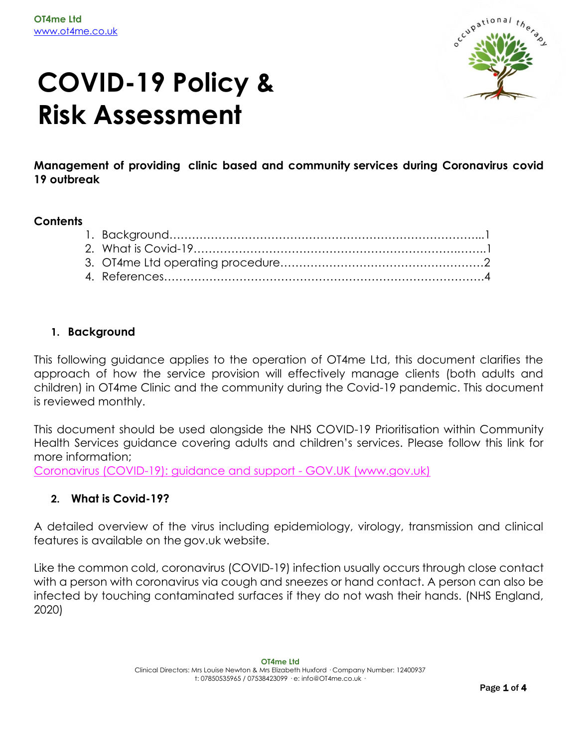OT4me Ltd
www.ot4me.co.uk

# COVID-19 Policy & Risk Assessment

**Management of providing clinic based and community services during Coronavirus covid 19 outbreak**

**Contents**

1. Background……………………………………………………………………...1
2. What is Covid-19…………………………………………………………….…..1
3. OT4me Ltd operating procedure………………………………………………2
4. References………………………………………………………………………4

## 1. Background

This following guidance applies to the operation of OT4me Ltd, this document clarifies the approach of how the service provision will effectively manage clients (both adults and children) in OT4me Clinic and the community during the Covid-19 pandemic. This document is reviewed monthly.

This document should be used alongside the NHS COVID-19 Prioritisation within Community Health Services guidance covering adults and children's services. Please follow this link for more information;
Coronavirus (COVID-19): guidance and support - GOV.UK (www.gov.uk)

## 2. What is Covid-19?

A detailed overview of the virus including epidemiology, virology, transmission and clinical features is available on the gov.uk website.

Like the common cold, coronavirus (COVID-19) infection usually occurs through close contact with a person with coronavirus via cough and sneezes or hand contact. A person can also be infected by touching contaminated surfaces if they do not wash their hands. (NHS England, 2020)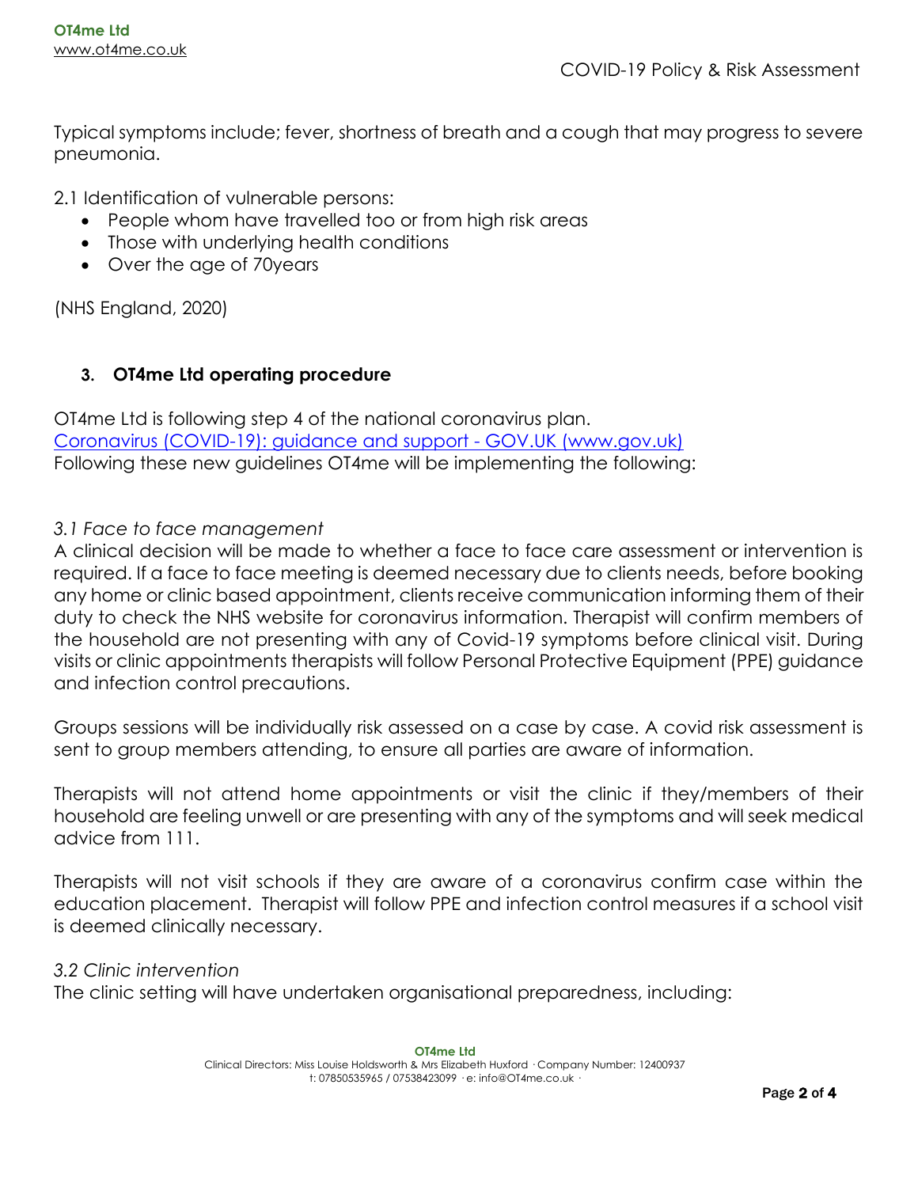Typical symptoms include; fever, shortness of breath and a cough that may progress to severe pneumonia.

2.1 Identification of vulnerable persons:

- People whom have travelled too or from high risk areas
- Those with underlying health conditions
- Over the age of 70years

(NHS England, 2020)

## 3. OT4me Ltd operating procedure

OT4me Ltd is following step 4 of the national coronavirus plan.
Coronavirus (COVID-19): guidance and support - GOV.UK (www.gov.uk)
Following these new guidelines OT4me will be implementing the following:

*3.1 Face to face management*

A clinical decision will be made to whether a face to face care assessment or intervention is required. If a face to face meeting is deemed necessary due to clients needs, before booking any home or clinic based appointment, clients receive communication informing them of their duty to check the NHS website for coronavirus information. Therapist will confirm members of the household are not presenting with any of Covid-19 symptoms before clinical visit. During visits or clinic appointments therapists will follow Personal Protective Equipment (PPE) guidance and infection control precautions.

Groups sessions will be individually risk assessed on a case by case. A covid risk assessment is sent to group members attending, to ensure all parties are aware of information.

Therapists will not attend home appointments or visit the clinic if they/members of their household are feeling unwell or are presenting with any of the symptoms and will seek medical advice from 111.

Therapists will not visit schools if they are aware of a coronavirus confirm case within the education placement. Therapist will follow PPE and infection control measures if a school visit is deemed clinically necessary.

*3.2 Clinic intervention*

The clinic setting will have undertaken organisational preparedness, including: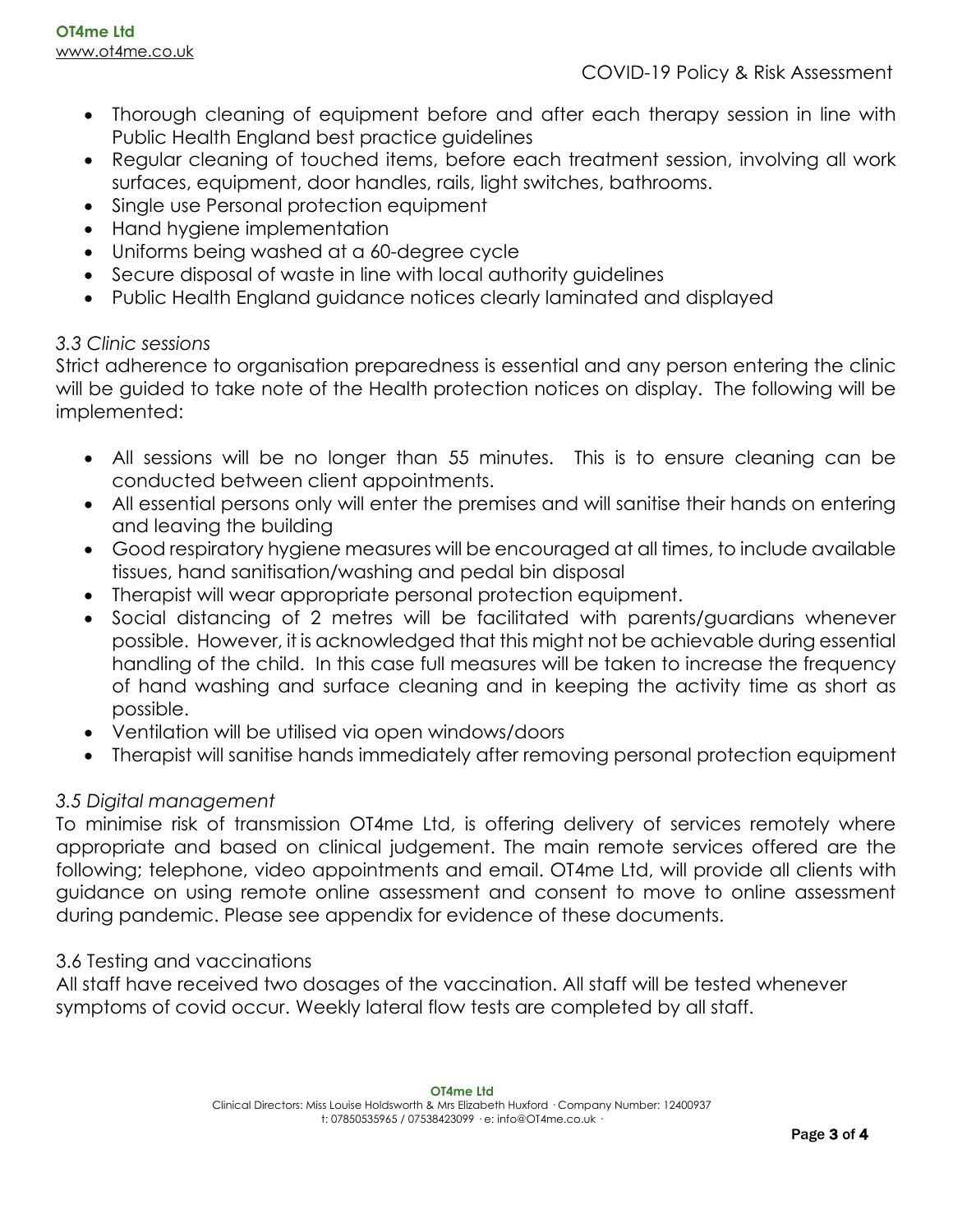- Thorough cleaning of equipment before and after each therapy session in line with Public Health England best practice guidelines
- Regular cleaning of touched items, before each treatment session, involving all work surfaces, equipment, door handles, rails, light switches, bathrooms.
- Single use Personal protection equipment
- Hand hygiene implementation
- Uniforms being washed at a 60-degree cycle
- Secure disposal of waste in line with local authority guidelines
- Public Health England guidance notices clearly laminated and displayed

### *3.3 Clinic sessions*

Strict adherence to organisation preparedness is essential and any person entering the clinic will be guided to take note of the Health protection notices on display. The following will be implemented:

- All sessions will be no longer than 55 minutes. This is to ensure cleaning can be conducted between client appointments.
- All essential persons only will enter the premises and will sanitise their hands on entering and leaving the building
- Good respiratory hygiene measures will be encouraged at all times, to include available tissues, hand sanitisation/washing and pedal bin disposal
- Therapist will wear appropriate personal protection equipment.
- Social distancing of 2 metres will be facilitated with parents/guardians whenever possible. However, it is acknowledged that this might not be achievable during essential handling of the child. In this case full measures will be taken to increase the frequency of hand washing and surface cleaning and in keeping the activity time as short as possible.
- Ventilation will be utilised via open windows/doors
- Therapist will sanitise hands immediately after removing personal protection equipment

### *3.5 Digital management*

To minimise risk of transmission OT4me Ltd, is offering delivery of services remotely where appropriate and based on clinical judgement. The main remote services offered are the following; telephone, video appointments and email. OT4me Ltd, will provide all clients with guidance on using remote online assessment and consent to move to online assessment during pandemic. Please see appendix for evidence of these documents.

### 3.6 Testing and vaccinations

All staff have received two dosages of the vaccination. All staff will be tested whenever symptoms of covid occur. Weekly lateral flow tests are completed by all staff.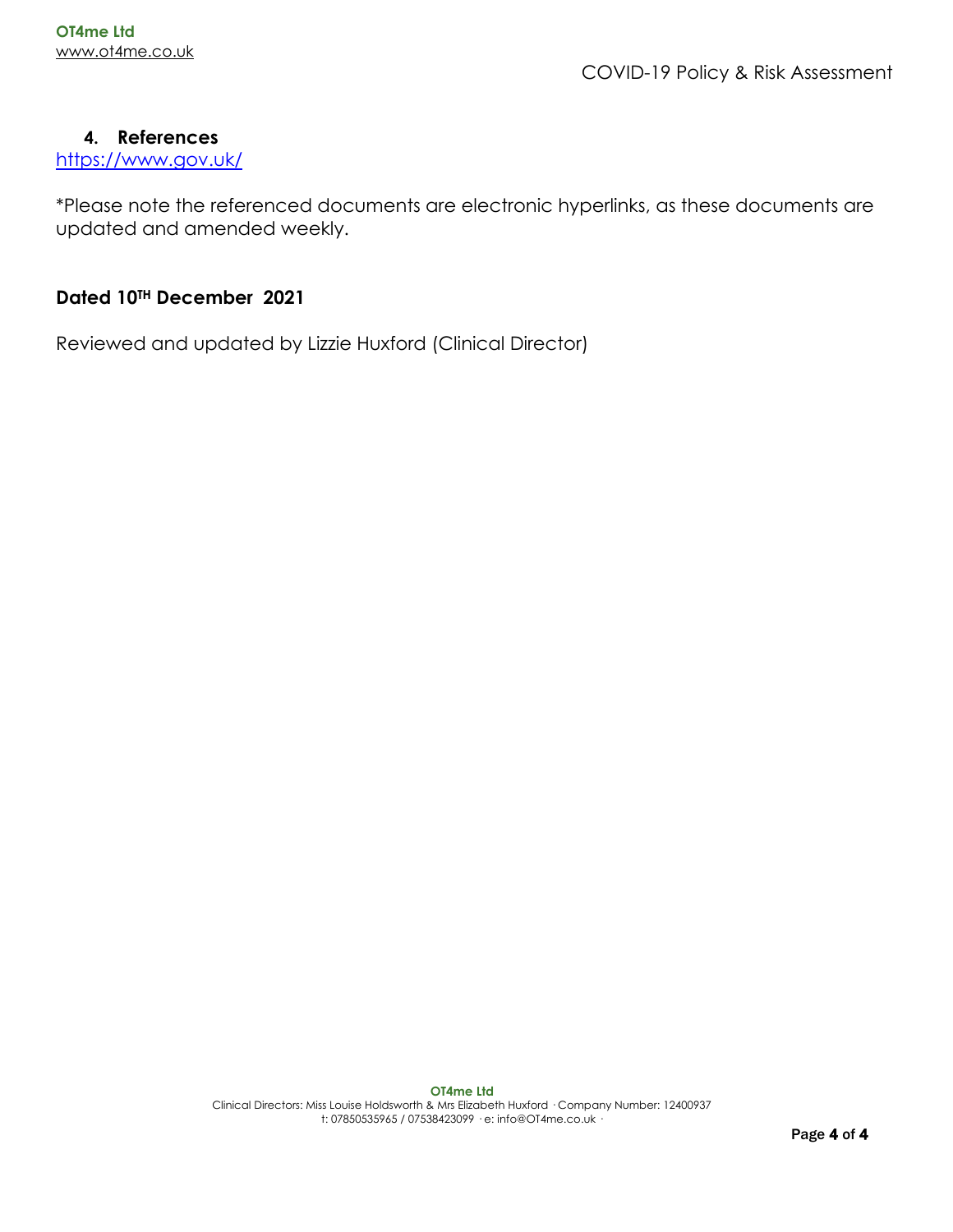## 4. References

https://www.gov.uk/

*Please note the referenced documents are electronic hyperlinks, as these documents are updated and amended weekly.

**Dated 10[TH] December 2021**

Reviewed and updated by Lizzie Huxford (Clinical Director)